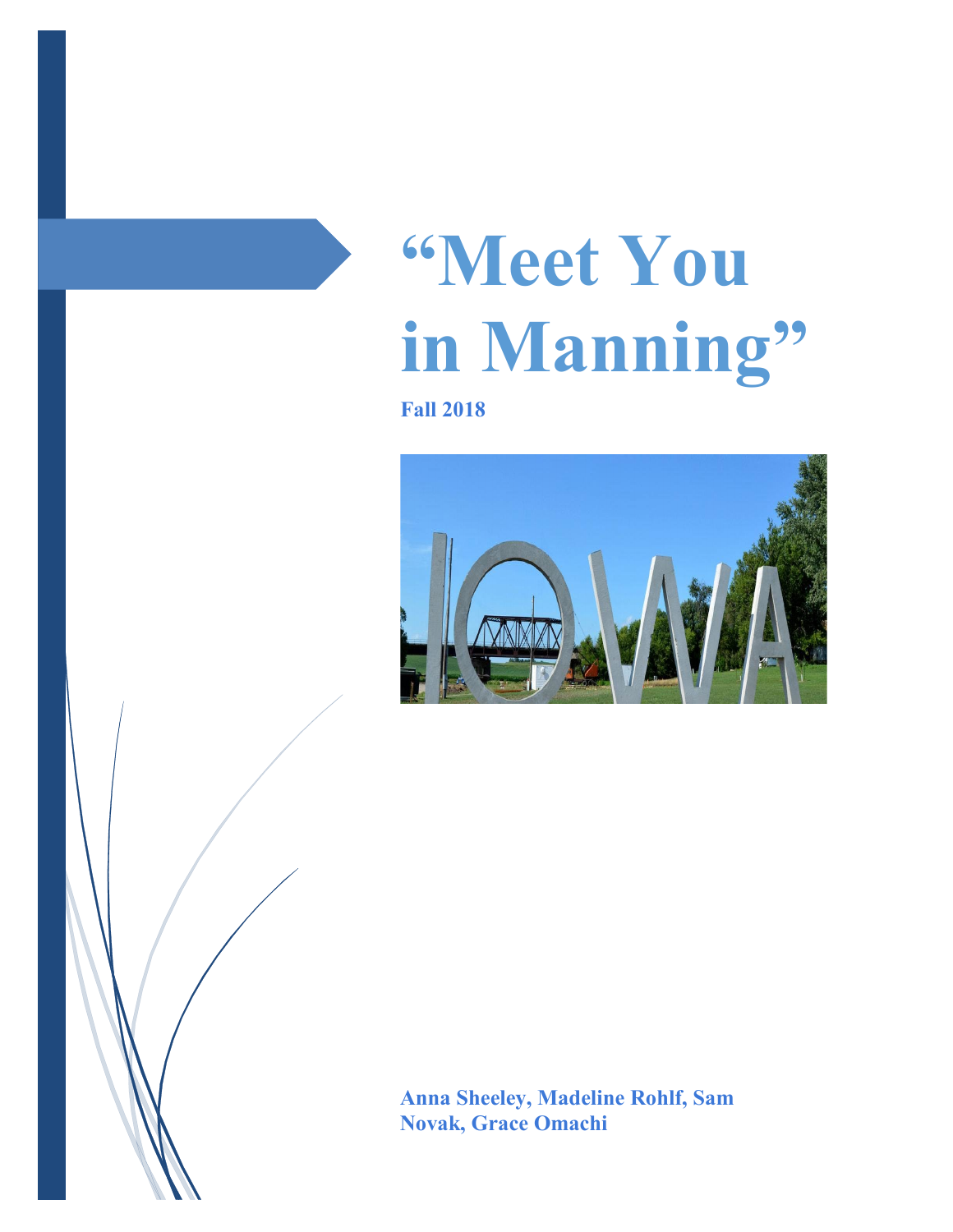# "Meet You in Manning"

**Fall 2018**

**Anna Sheeley, Madeline Rohlf, Sam Novak, Grace Omachi**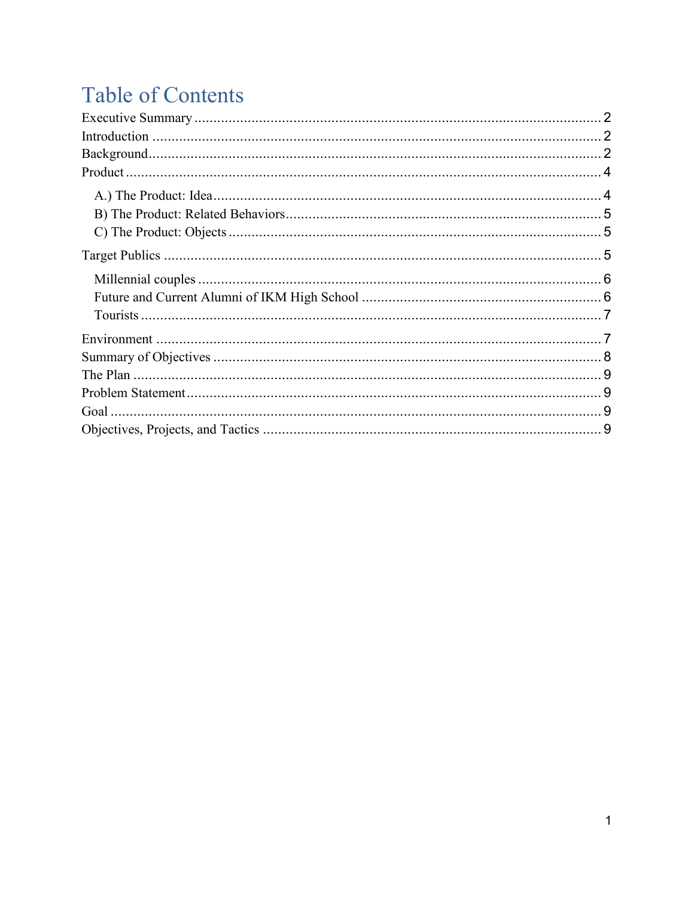# Table of Contents

- Executive Summary ........ 2
- Introduction ........ 2
- Background ........ 2
- Product ........ 4
  - A.) The Product: Idea ........ 4
  - B) The Product: Related Behaviors ........ 5
  - C) The Product: Objects ........ 5
- Target Publics ........ 5
  - Millennial couples ........ 6
  - Future and Current Alumni of IKM High School ........ 6
  - Tourists ........ 7
- Environment ........ 7
- Summary of Objectives ........ 8
- The Plan ........ 9
- Problem Statement ........ 9
- Goal ........ 9
- Objectives, Projects, and Tactics ........ 9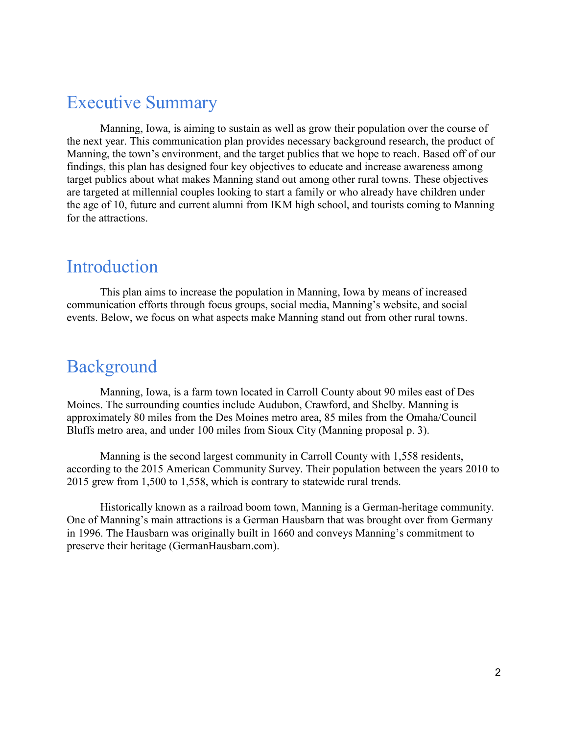## Executive Summary

Manning, Iowa, is aiming to sustain as well as grow their population over the course of the next year. This communication plan provides necessary background research, the product of Manning, the town's environment, and the target publics that we hope to reach. Based off of our findings, this plan has designed four key objectives to educate and increase awareness among target publics about what makes Manning stand out among other rural towns. These objectives are targeted at millennial couples looking to start a family or who already have children under the age of 10, future and current alumni from IKM high school, and tourists coming to Manning for the attractions.

## Introduction

This plan aims to increase the population in Manning, Iowa by means of increased communication efforts through focus groups, social media, Manning's website, and social events. Below, we focus on what aspects make Manning stand out from other rural towns.

## Background

Manning, Iowa, is a farm town located in Carroll County about 90 miles east of Des Moines. The surrounding counties include Audubon, Crawford, and Shelby. Manning is approximately 80 miles from the Des Moines metro area, 85 miles from the Omaha/Council Bluffs metro area, and under 100 miles from Sioux City (Manning proposal p. 3).

Manning is the second largest community in Carroll County with 1,558 residents, according to the 2015 American Community Survey. Their population between the years 2010 to 2015 grew from 1,500 to 1,558, which is contrary to statewide rural trends.

Historically known as a railroad boom town, Manning is a German-heritage community. One of Manning's main attractions is a German Hausbarn that was brought over from Germany in 1996. The Hausbarn was originally built in 1660 and conveys Manning's commitment to preserve their heritage (GermanHausbarn.com).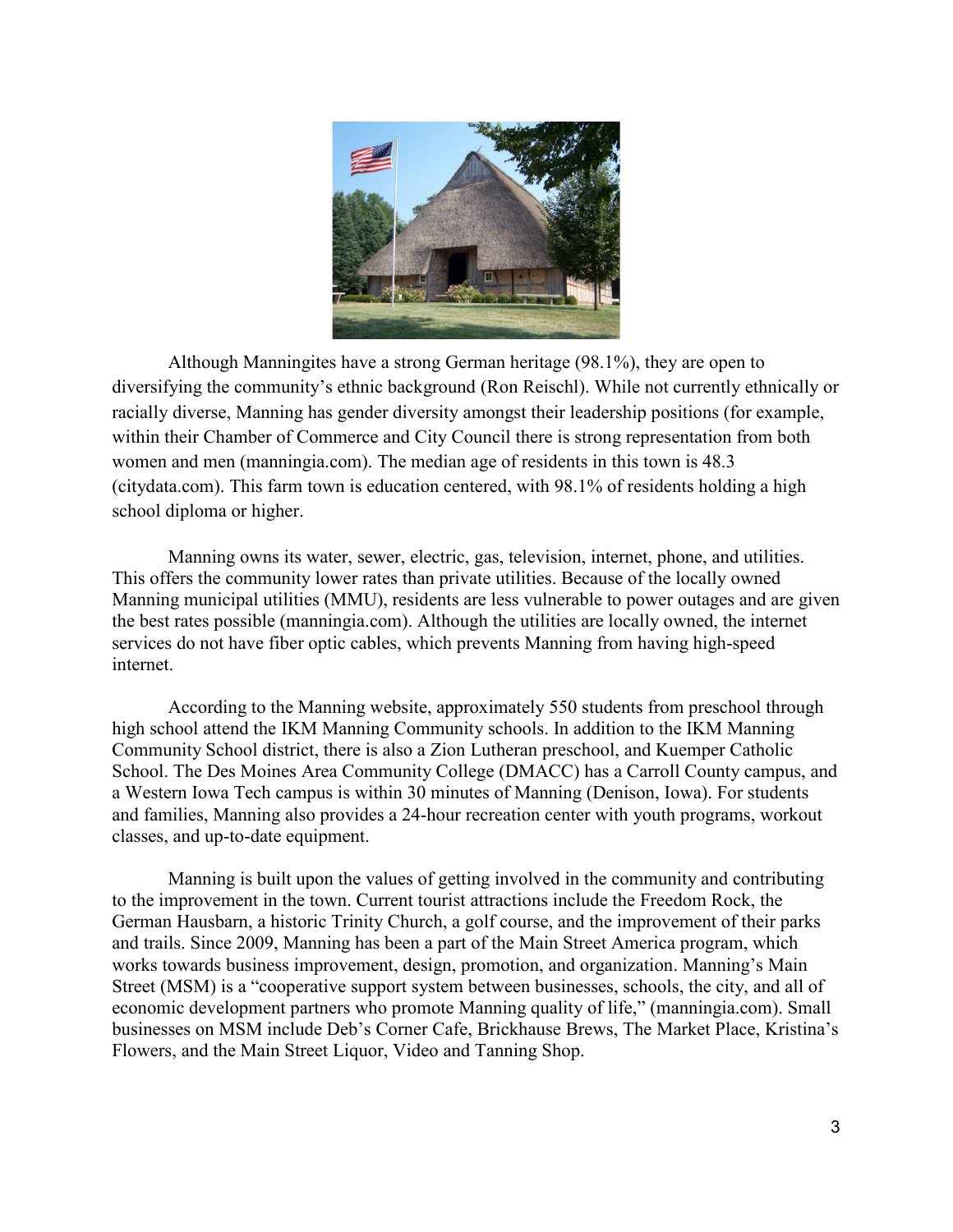Although Manningites have a strong German heritage (98.1%), they are open to diversifying the community's ethnic background (Ron Reischl). While not currently ethnically or racially diverse, Manning has gender diversity amongst their leadership positions (for example, within their Chamber of Commerce and City Council there is strong representation from both women and men (manningia.com). The median age of residents in this town is 48.3 (citydata.com). This farm town is education centered, with 98.1% of residents holding a high school diploma or higher.

Manning owns its water, sewer, electric, gas, television, internet, phone, and utilities. This offers the community lower rates than private utilities. Because of the locally owned Manning municipal utilities (MMU), residents are less vulnerable to power outages and are given the best rates possible (manningia.com). Although the utilities are locally owned, the internet services do not have fiber optic cables, which prevents Manning from having high-speed internet.

According to the Manning website, approximately 550 students from preschool through high school attend the IKM Manning Community schools. In addition to the IKM Manning Community School district, there is also a Zion Lutheran preschool, and Kuemper Catholic School. The Des Moines Area Community College (DMACC) has a Carroll County campus, and a Western Iowa Tech campus is within 30 minutes of Manning (Denison, Iowa). For students and families, Manning also provides a 24-hour recreation center with youth programs, workout classes, and up-to-date equipment.

Manning is built upon the values of getting involved in the community and contributing to the improvement in the town. Current tourist attractions include the Freedom Rock, the German Hausbarn, a historic Trinity Church, a golf course, and the improvement of their parks and trails. Since 2009, Manning has been a part of the Main Street America program, which works towards business improvement, design, promotion, and organization. Manning's Main Street (MSM) is a "cooperative support system between businesses, schools, the city, and all of economic development partners who promote Manning quality of life," (manningia.com). Small businesses on MSM include Deb's Corner Cafe, Brickhause Brews, The Market Place, Kristina's Flowers, and the Main Street Liquor, Video and Tanning Shop.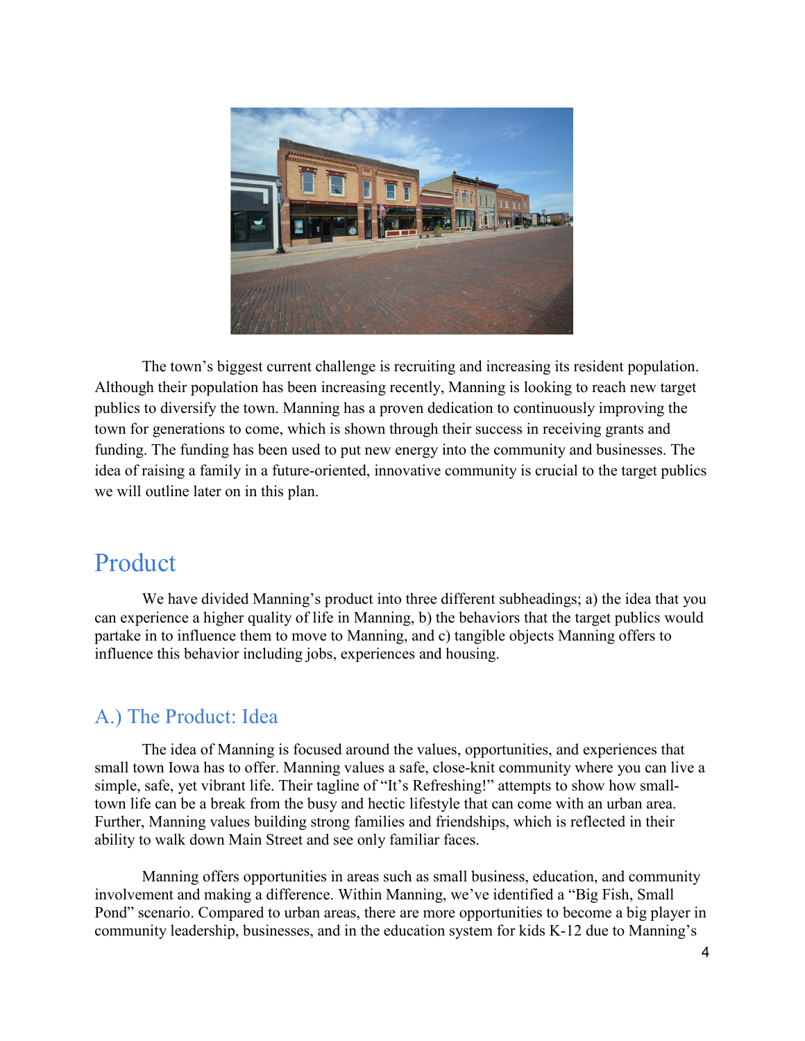The town's biggest current challenge is recruiting and increasing its resident population. Although their population has been increasing recently, Manning is looking to reach new target publics to diversify the town. Manning has a proven dedication to continuously improving the town for generations to come, which is shown through their success in receiving grants and funding. The funding has been used to put new energy into the community and businesses. The idea of raising a family in a future-oriented, innovative community is crucial to the target publics we will outline later on in this plan.

# Product

We have divided Manning's product into three different subheadings; a) the idea that you can experience a higher quality of life in Manning, b) the behaviors that the target publics would partake in to influence them to move to Manning, and c) tangible objects Manning offers to influence this behavior including jobs, experiences and housing.

## A.) The Product: Idea

The idea of Manning is focused around the values, opportunities, and experiences that small town Iowa has to offer. Manning values a safe, close-knit community where you can live a simple, safe, yet vibrant life. Their tagline of "It's Refreshing!" attempts to show how small-town life can be a break from the busy and hectic lifestyle that can come with an urban area. Further, Manning values building strong families and friendships, which is reflected in their ability to walk down Main Street and see only familiar faces.

Manning offers opportunities in areas such as small business, education, and community involvement and making a difference. Within Manning, we've identified a "Big Fish, Small Pond" scenario. Compared to urban areas, there are more opportunities to become a big player in community leadership, businesses, and in the education system for kids K-12 due to Manning's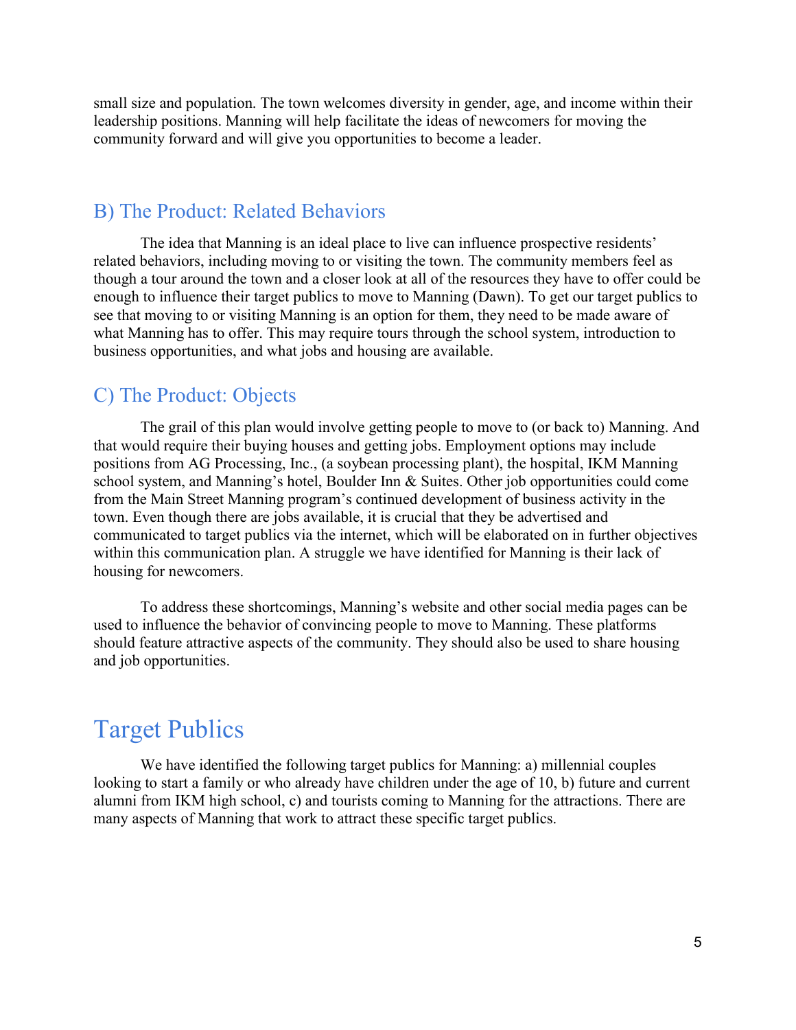small size and population. The town welcomes diversity in gender, age, and income within their leadership positions. Manning will help facilitate the ideas of newcomers for moving the community forward and will give you opportunities to become a leader.

### B) The Product: Related Behaviors

The idea that Manning is an ideal place to live can influence prospective residents' related behaviors, including moving to or visiting the town. The community members feel as though a tour around the town and a closer look at all of the resources they have to offer could be enough to influence their target publics to move to Manning (Dawn). To get our target publics to see that moving to or visiting Manning is an option for them, they need to be made aware of what Manning has to offer. This may require tours through the school system, introduction to business opportunities, and what jobs and housing are available.

### C) The Product: Objects

The grail of this plan would involve getting people to move to (or back to) Manning. And that would require their buying houses and getting jobs. Employment options may include positions from AG Processing, Inc., (a soybean processing plant), the hospital, IKM Manning school system, and Manning's hotel, Boulder Inn & Suites. Other job opportunities could come from the Main Street Manning program's continued development of business activity in the town. Even though there are jobs available, it is crucial that they be advertised and communicated to target publics via the internet, which will be elaborated on in further objectives within this communication plan. A struggle we have identified for Manning is their lack of housing for newcomers.

To address these shortcomings, Manning's website and other social media pages can be used to influence the behavior of convincing people to move to Manning. These platforms should feature attractive aspects of the community. They should also be used to share housing and job opportunities.

## Target Publics

We have identified the following target publics for Manning: a) millennial couples looking to start a family or who already have children under the age of 10, b) future and current alumni from IKM high school, c) and tourists coming to Manning for the attractions. There are many aspects of Manning that work to attract these specific target publics.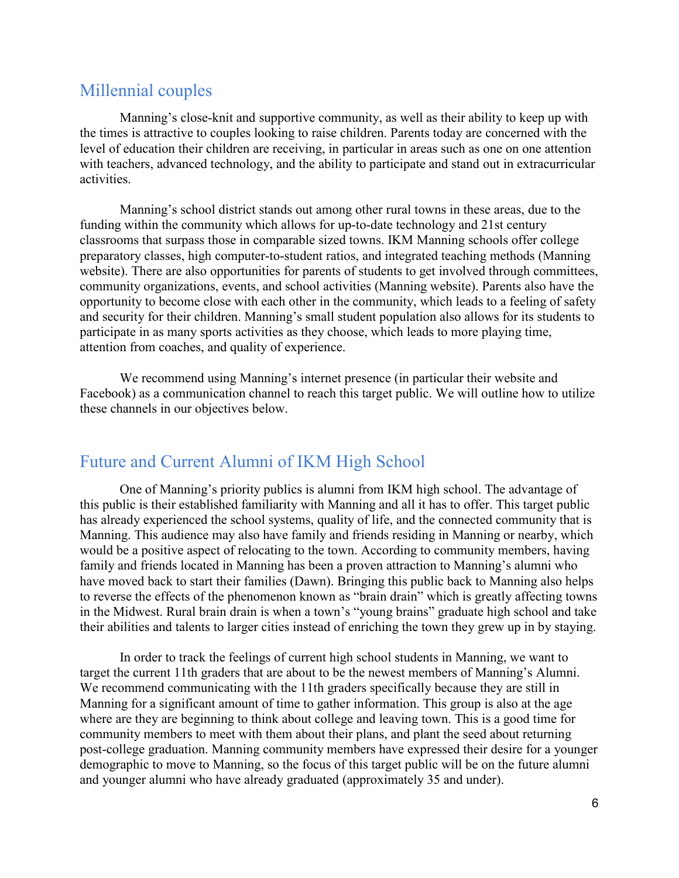## Millennial couples

Manning's close-knit and supportive community, as well as their ability to keep up with the times is attractive to couples looking to raise children. Parents today are concerned with the level of education their children are receiving, in particular in areas such as one on one attention with teachers, advanced technology, and the ability to participate and stand out in extracurricular activities.

Manning's school district stands out among other rural towns in these areas, due to the funding within the community which allows for up-to-date technology and 21st century classrooms that surpass those in comparable sized towns. IKM Manning schools offer college preparatory classes, high computer-to-student ratios, and integrated teaching methods (Manning website). There are also opportunities for parents of students to get involved through committees, community organizations, events, and school activities (Manning website). Parents also have the opportunity to become close with each other in the community, which leads to a feeling of safety and security for their children. Manning's small student population also allows for its students to participate in as many sports activities as they choose, which leads to more playing time, attention from coaches, and quality of experience.

We recommend using Manning's internet presence (in particular their website and Facebook) as a communication channel to reach this target public. We will outline how to utilize these channels in our objectives below.

## Future and Current Alumni of IKM High School

One of Manning's priority publics is alumni from IKM high school. The advantage of this public is their established familiarity with Manning and all it has to offer. This target public has already experienced the school systems, quality of life, and the connected community that is Manning. This audience may also have family and friends residing in Manning or nearby, which would be a positive aspect of relocating to the town. According to community members, having family and friends located in Manning has been a proven attraction to Manning's alumni who have moved back to start their families (Dawn). Bringing this public back to Manning also helps to reverse the effects of the phenomenon known as "brain drain" which is greatly affecting towns in the Midwest. Rural brain drain is when a town's "young brains" graduate high school and take their abilities and talents to larger cities instead of enriching the town they grew up in by staying.

In order to track the feelings of current high school students in Manning, we want to target the current 11th graders that are about to be the newest members of Manning's Alumni. We recommend communicating with the 11th graders specifically because they are still in Manning for a significant amount of time to gather information. This group is also at the age where are they are beginning to think about college and leaving town. This is a good time for community members to meet with them about their plans, and plant the seed about returning post-college graduation. Manning community members have expressed their desire for a younger demographic to move to Manning, so the focus of this target public will be on the future alumni and younger alumni who have already graduated (approximately 35 and under).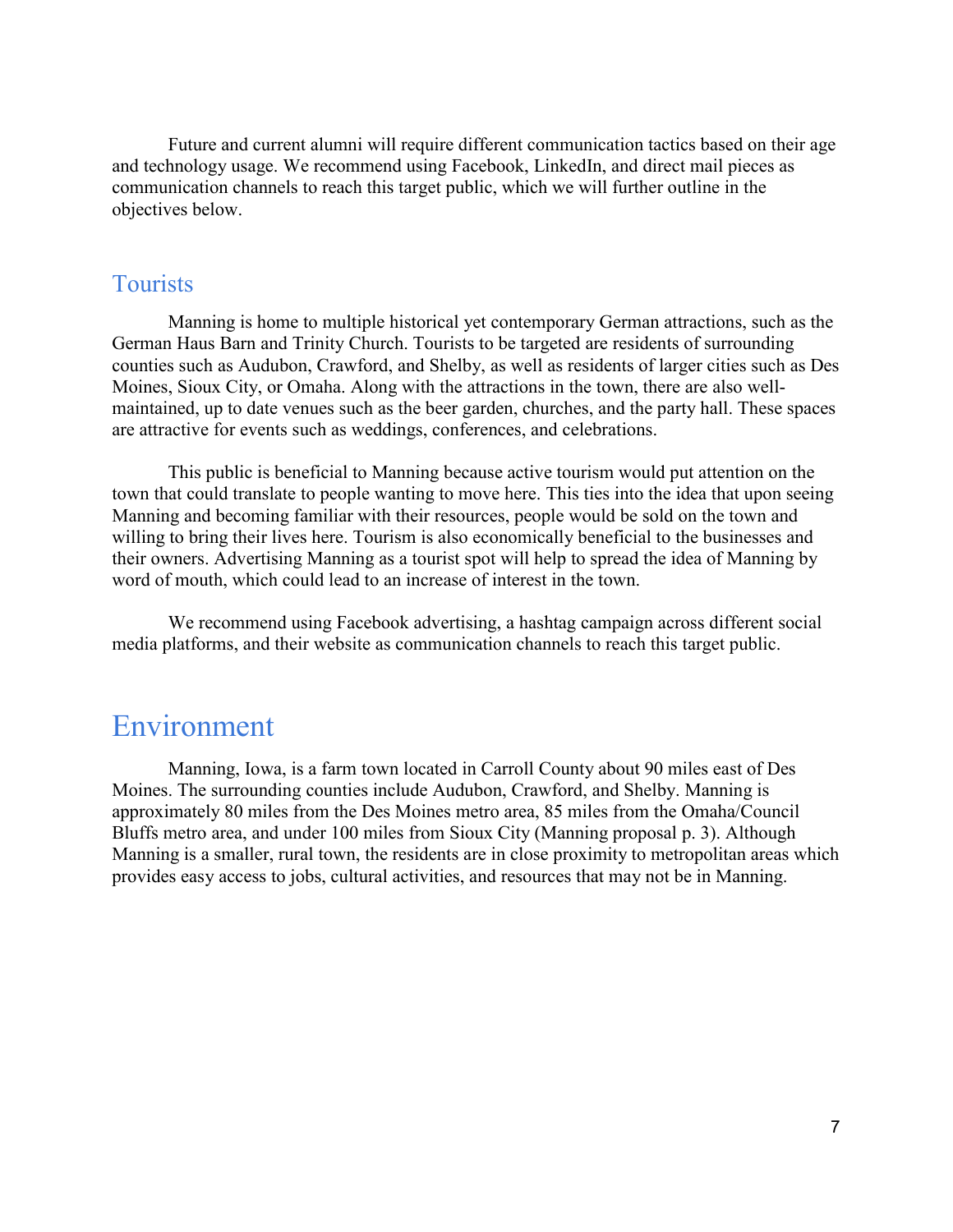Future and current alumni will require different communication tactics based on their age and technology usage. We recommend using Facebook, LinkedIn, and direct mail pieces as communication channels to reach this target public, which we will further outline in the objectives below.

### Tourists

Manning is home to multiple historical yet contemporary German attractions, such as the German Haus Barn and Trinity Church. Tourists to be targeted are residents of surrounding counties such as Audubon, Crawford, and Shelby, as well as residents of larger cities such as Des Moines, Sioux City, or Omaha. Along with the attractions in the town, there are also well-maintained, up to date venues such as the beer garden, churches, and the party hall. These spaces are attractive for events such as weddings, conferences, and celebrations.

This public is beneficial to Manning because active tourism would put attention on the town that could translate to people wanting to move here. This ties into the idea that upon seeing Manning and becoming familiar with their resources, people would be sold on the town and willing to bring their lives here. Tourism is also economically beneficial to the businesses and their owners. Advertising Manning as a tourist spot will help to spread the idea of Manning by word of mouth, which could lead to an increase of interest in the town.

We recommend using Facebook advertising, a hashtag campaign across different social media platforms, and their website as communication channels to reach this target public.

## Environment

Manning, Iowa, is a farm town located in Carroll County about 90 miles east of Des Moines. The surrounding counties include Audubon, Crawford, and Shelby. Manning is approximately 80 miles from the Des Moines metro area, 85 miles from the Omaha/Council Bluffs metro area, and under 100 miles from Sioux City (Manning proposal p. 3). Although Manning is a smaller, rural town, the residents are in close proximity to metropolitan areas which provides easy access to jobs, cultural activities, and resources that may not be in Manning.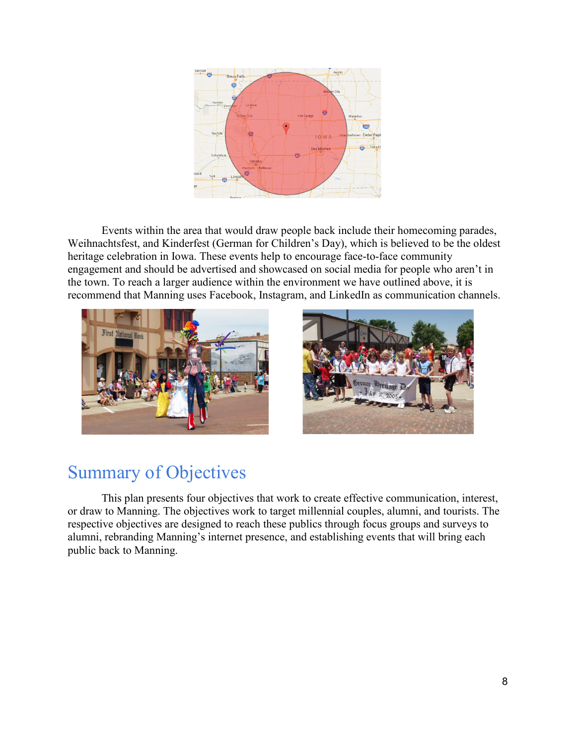Events within the area that would draw people back include their homecoming parades, Weihnachtsfest, and Kinderfest (German for Children's Day), which is believed to be the oldest heritage celebration in Iowa. These events help to encourage face-to-face community engagement and should be advertised and showcased on social media for people who aren't in the town. To reach a larger audience within the environment we have outlined above, it is recommend that Manning uses Facebook, Instagram, and LinkedIn as communication channels.

## Summary of Objectives

This plan presents four objectives that work to create effective communication, interest, or draw to Manning. The objectives work to target millennial couples, alumni, and tourists. The respective objectives are designed to reach these publics through focus groups and surveys to alumni, rebranding Manning's internet presence, and establishing events that will bring each public back to Manning.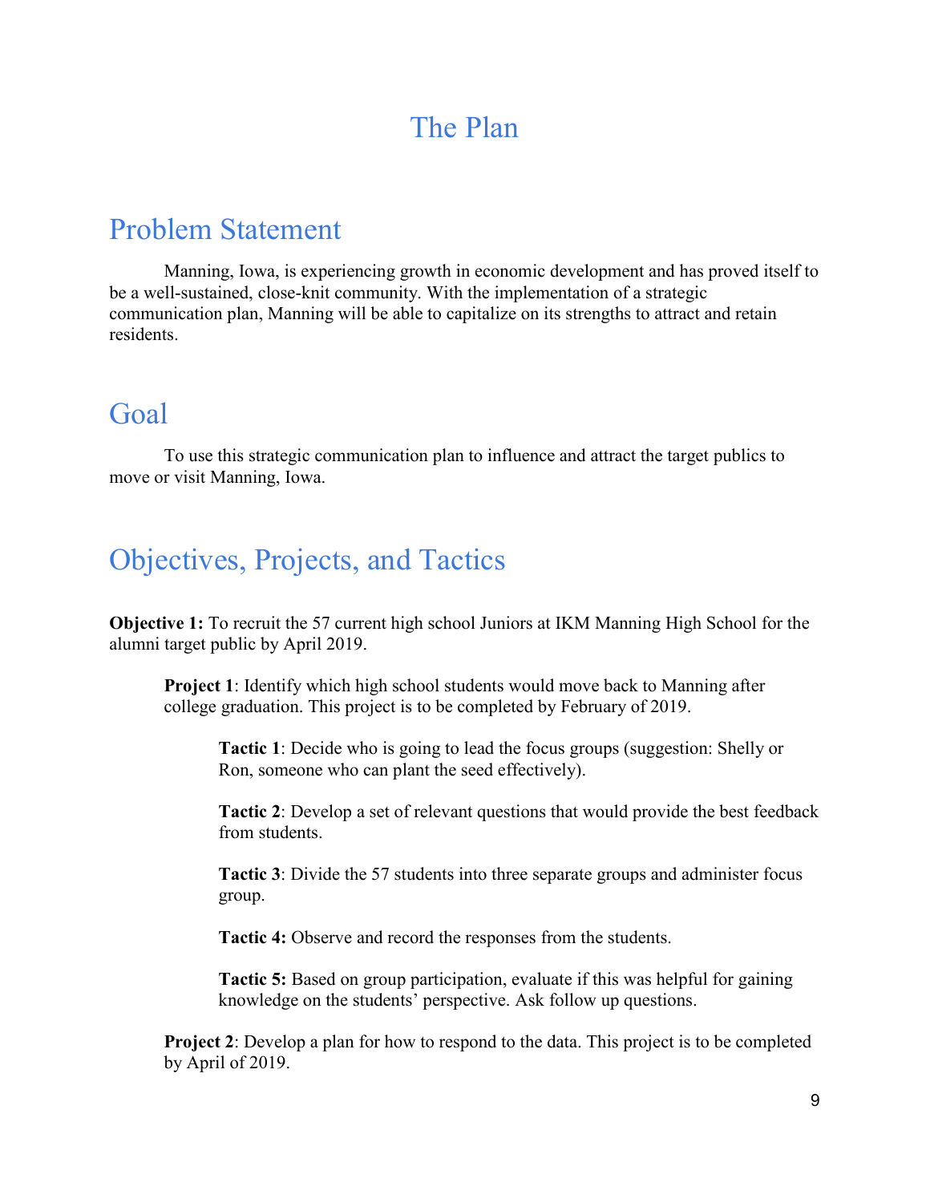# The Plan

## Problem Statement

Manning, Iowa, is experiencing growth in economic development and has proved itself to be a well-sustained, close-knit community. With the implementation of a strategic communication plan, Manning will be able to capitalize on its strengths to attract and retain residents.

## Goal

To use this strategic communication plan to influence and attract the target publics to move or visit Manning, Iowa.

## Objectives, Projects, and Tactics

**Objective 1:** To recruit the 57 current high school Juniors at IKM Manning High School for the alumni target public by April 2019.

**Project 1**: Identify which high school students would move back to Manning after college graduation. This project is to be completed by February of 2019.

**Tactic 1**: Decide who is going to lead the focus groups (suggestion: Shelly or Ron, someone who can plant the seed effectively).

**Tactic 2**: Develop a set of relevant questions that would provide the best feedback from students.

**Tactic 3**: Divide the 57 students into three separate groups and administer focus group.

**Tactic 4:** Observe and record the responses from the students.

**Tactic 5:** Based on group participation, evaluate if this was helpful for gaining knowledge on the students' perspective. Ask follow up questions.

**Project 2**: Develop a plan for how to respond to the data. This project is to be completed by April of 2019.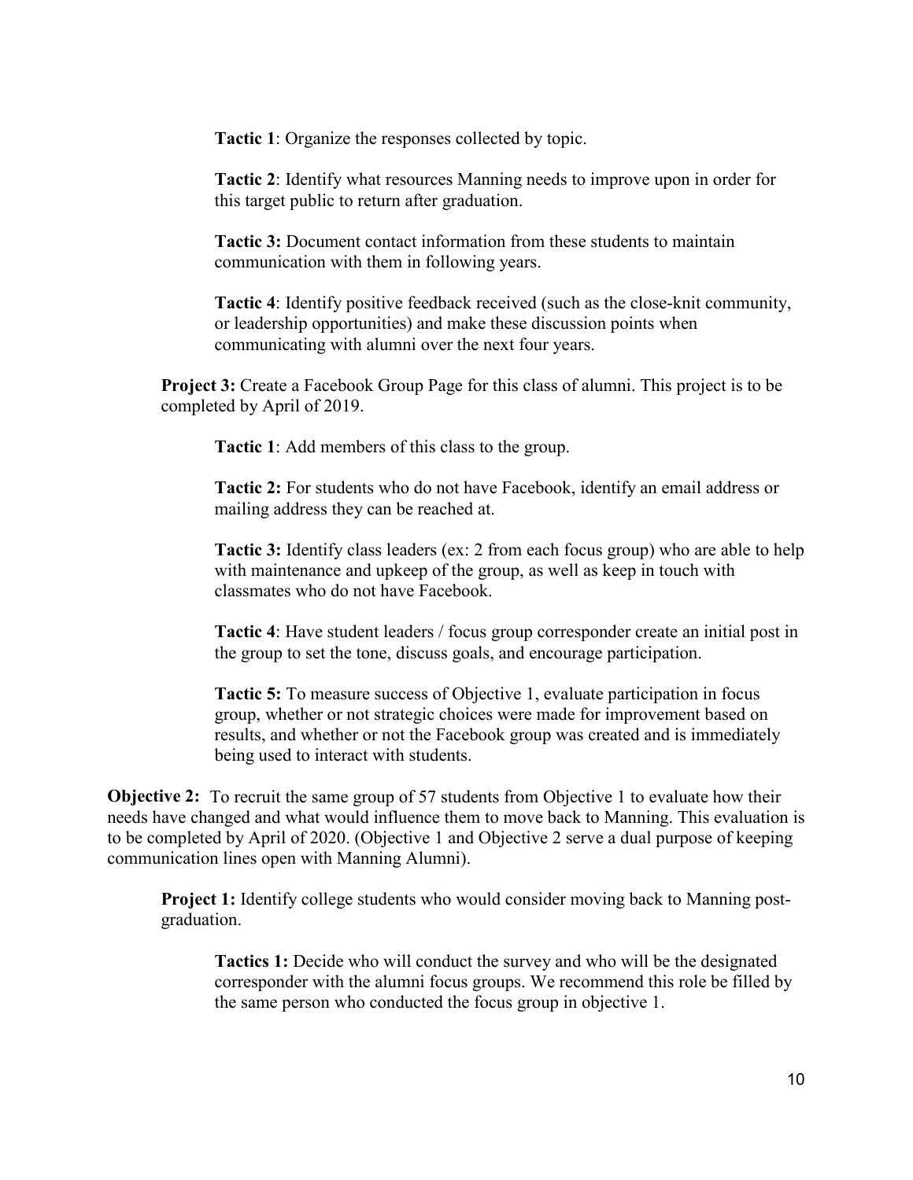**Tactic 1**: Organize the responses collected by topic.

**Tactic 2**: Identify what resources Manning needs to improve upon in order for this target public to return after graduation.

**Tactic 3:** Document contact information from these students to maintain communication with them in following years.

**Tactic 4**: Identify positive feedback received (such as the close-knit community, or leadership opportunities) and make these discussion points when communicating with alumni over the next four years.

**Project 3:** Create a Facebook Group Page for this class of alumni. This project is to be completed by April of 2019.

**Tactic 1**: Add members of this class to the group.

**Tactic 2:** For students who do not have Facebook, identify an email address or mailing address they can be reached at.

**Tactic 3:** Identify class leaders (ex: 2 from each focus group) who are able to help with maintenance and upkeep of the group, as well as keep in touch with classmates who do not have Facebook.

**Tactic 4**: Have student leaders / focus group corresponder create an initial post in the group to set the tone, discuss goals, and encourage participation.

**Tactic 5:** To measure success of Objective 1, evaluate participation in focus group, whether or not strategic choices were made for improvement based on results, and whether or not the Facebook group was created and is immediately being used to interact with students.

**Objective 2:** To recruit the same group of 57 students from Objective 1 to evaluate how their needs have changed and what would influence them to move back to Manning. This evaluation is to be completed by April of 2020. (Objective 1 and Objective 2 serve a dual purpose of keeping communication lines open with Manning Alumni).

**Project 1:** Identify college students who would consider moving back to Manning post-graduation.

**Tactics 1:** Decide who will conduct the survey and who will be the designated corresponder with the alumni focus groups. We recommend this role be filled by the same person who conducted the focus group in objective 1.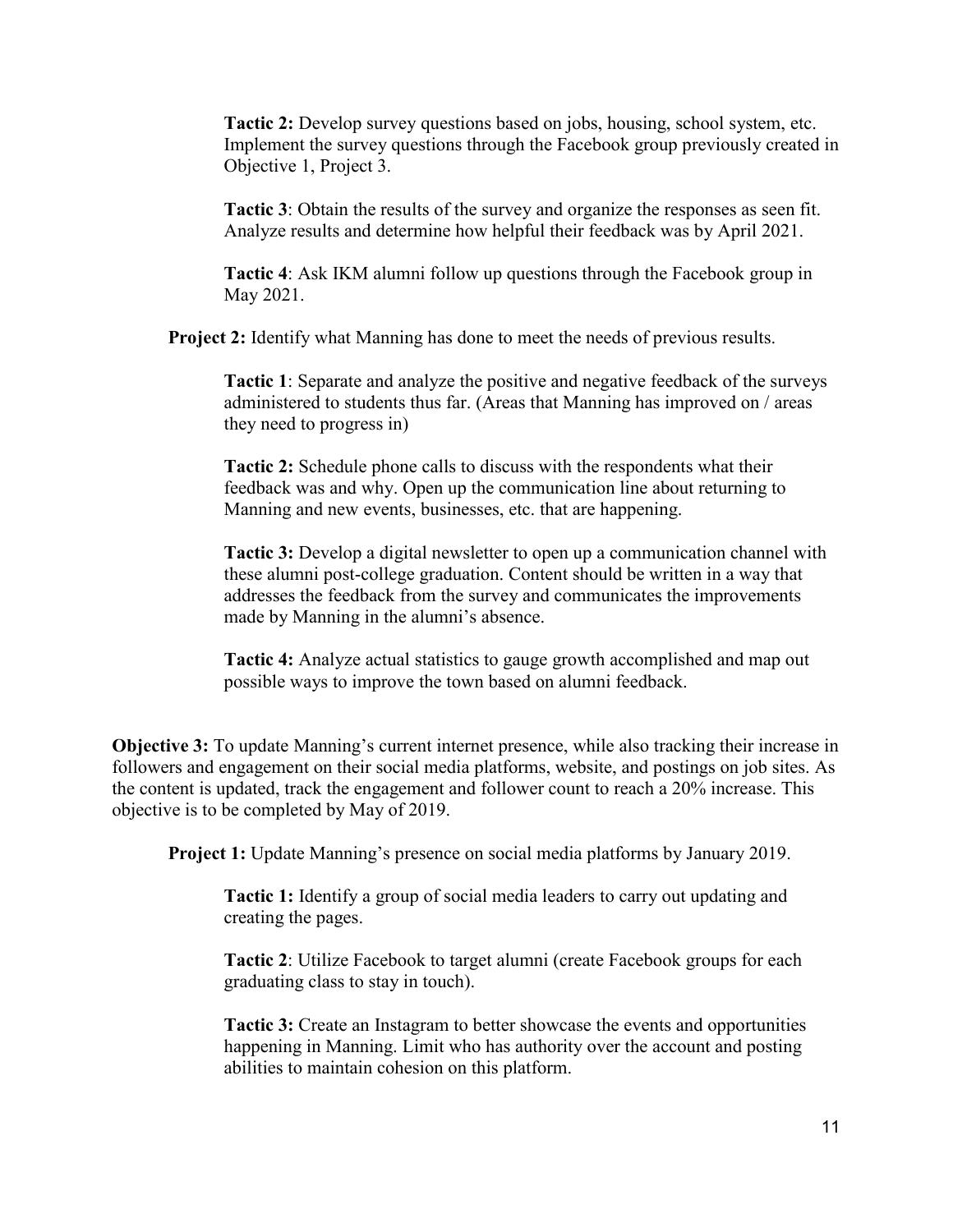**Tactic 2:** Develop survey questions based on jobs, housing, school system, etc. Implement the survey questions through the Facebook group previously created in Objective 1, Project 3.

**Tactic 3**: Obtain the results of the survey and organize the responses as seen fit. Analyze results and determine how helpful their feedback was by April 2021.

**Tactic 4**: Ask IKM alumni follow up questions through the Facebook group in May 2021.

**Project 2:** Identify what Manning has done to meet the needs of previous results.

**Tactic 1**: Separate and analyze the positive and negative feedback of the surveys administered to students thus far. (Areas that Manning has improved on / areas they need to progress in)

**Tactic 2:** Schedule phone calls to discuss with the respondents what their feedback was and why. Open up the communication line about returning to Manning and new events, businesses, etc. that are happening.

**Tactic 3:** Develop a digital newsletter to open up a communication channel with these alumni post-college graduation. Content should be written in a way that addresses the feedback from the survey and communicates the improvements made by Manning in the alumni's absence.

**Tactic 4:** Analyze actual statistics to gauge growth accomplished and map out possible ways to improve the town based on alumni feedback.

**Objective 3:** To update Manning's current internet presence, while also tracking their increase in followers and engagement on their social media platforms, website, and postings on job sites. As the content is updated, track the engagement and follower count to reach a 20% increase. This objective is to be completed by May of 2019.

**Project 1:** Update Manning's presence on social media platforms by January 2019.

**Tactic 1:** Identify a group of social media leaders to carry out updating and creating the pages.

**Tactic 2**: Utilize Facebook to target alumni (create Facebook groups for each graduating class to stay in touch).

**Tactic 3:** Create an Instagram to better showcase the events and opportunities happening in Manning. Limit who has authority over the account and posting abilities to maintain cohesion on this platform.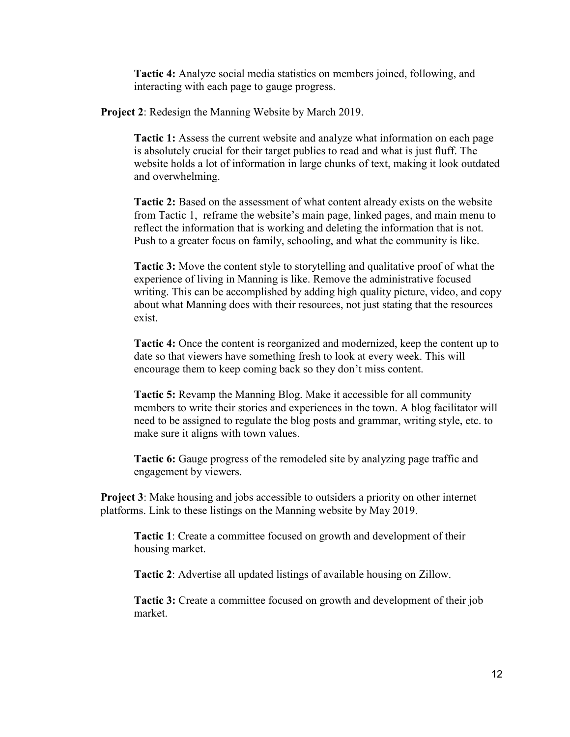**Tactic 4:** Analyze social media statistics on members joined, following, and interacting with each page to gauge progress.

**Project 2**: Redesign the Manning Website by March 2019.

**Tactic 1:** Assess the current website and analyze what information on each page is absolutely crucial for their target publics to read and what is just fluff. The website holds a lot of information in large chunks of text, making it look outdated and overwhelming.

**Tactic 2:** Based on the assessment of what content already exists on the website from Tactic 1, reframe the website's main page, linked pages, and main menu to reflect the information that is working and deleting the information that is not. Push to a greater focus on family, schooling, and what the community is like.

**Tactic 3:** Move the content style to storytelling and qualitative proof of what the experience of living in Manning is like. Remove the administrative focused writing. This can be accomplished by adding high quality picture, video, and copy about what Manning does with their resources, not just stating that the resources exist.

**Tactic 4:** Once the content is reorganized and modernized, keep the content up to date so that viewers have something fresh to look at every week. This will encourage them to keep coming back so they don't miss content.

**Tactic 5:** Revamp the Manning Blog. Make it accessible for all community members to write their stories and experiences in the town. A blog facilitator will need to be assigned to regulate the blog posts and grammar, writing style, etc. to make sure it aligns with town values.

**Tactic 6:** Gauge progress of the remodeled site by analyzing page traffic and engagement by viewers.

**Project 3**: Make housing and jobs accessible to outsiders a priority on other internet platforms. Link to these listings on the Manning website by May 2019.

**Tactic 1**: Create a committee focused on growth and development of their housing market.

**Tactic 2**: Advertise all updated listings of available housing on Zillow.

**Tactic 3:** Create a committee focused on growth and development of their job market.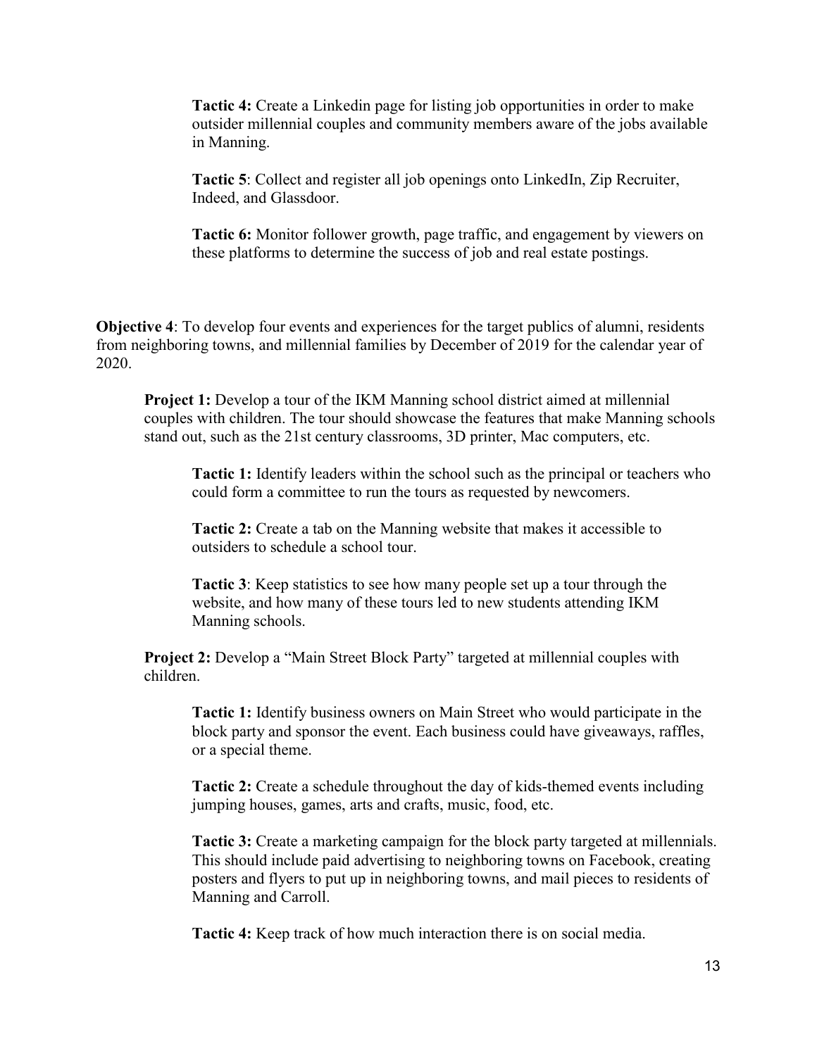**Tactic 4:** Create a Linkedin page for listing job opportunities in order to make outsider millennial couples and community members aware of the jobs available in Manning.

**Tactic 5**: Collect and register all job openings onto LinkedIn, Zip Recruiter, Indeed, and Glassdoor.

**Tactic 6:** Monitor follower growth, page traffic, and engagement by viewers on these platforms to determine the success of job and real estate postings.

**Objective 4**: To develop four events and experiences for the target publics of alumni, residents from neighboring towns, and millennial families by December of 2019 for the calendar year of 2020.

**Project 1:** Develop a tour of the IKM Manning school district aimed at millennial couples with children. The tour should showcase the features that make Manning schools stand out, such as the 21st century classrooms, 3D printer, Mac computers, etc.

**Tactic 1:** Identify leaders within the school such as the principal or teachers who could form a committee to run the tours as requested by newcomers.

**Tactic 2:** Create a tab on the Manning website that makes it accessible to outsiders to schedule a school tour.

**Tactic 3**: Keep statistics to see how many people set up a tour through the website, and how many of these tours led to new students attending IKM Manning schools.

**Project 2:** Develop a "Main Street Block Party" targeted at millennial couples with children.

**Tactic 1:** Identify business owners on Main Street who would participate in the block party and sponsor the event. Each business could have giveaways, raffles, or a special theme.

**Tactic 2:** Create a schedule throughout the day of kids-themed events including jumping houses, games, arts and crafts, music, food, etc.

**Tactic 3:** Create a marketing campaign for the block party targeted at millennials. This should include paid advertising to neighboring towns on Facebook, creating posters and flyers to put up in neighboring towns, and mail pieces to residents of Manning and Carroll.

**Tactic 4:** Keep track of how much interaction there is on social media.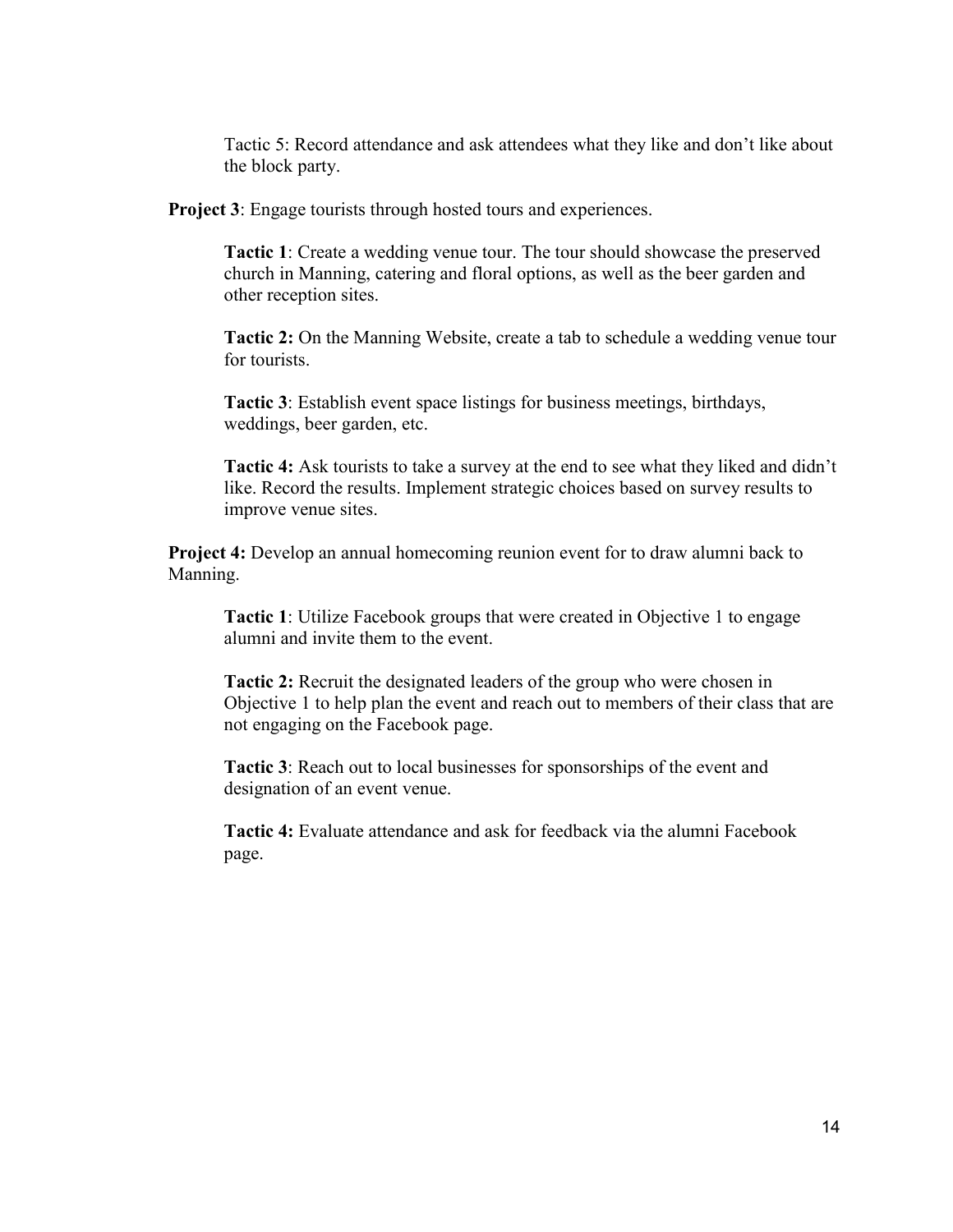Tactic 5: Record attendance and ask attendees what they like and don't like about the block party.

**Project 3**: Engage tourists through hosted tours and experiences.

**Tactic 1**: Create a wedding venue tour. The tour should showcase the preserved church in Manning, catering and floral options, as well as the beer garden and other reception sites.

**Tactic 2:** On the Manning Website, create a tab to schedule a wedding venue tour for tourists.

**Tactic 3**: Establish event space listings for business meetings, birthdays, weddings, beer garden, etc.

**Tactic 4:** Ask tourists to take a survey at the end to see what they liked and didn't like. Record the results. Implement strategic choices based on survey results to improve venue sites.

**Project 4:** Develop an annual homecoming reunion event for to draw alumni back to Manning.

**Tactic 1**: Utilize Facebook groups that were created in Objective 1 to engage alumni and invite them to the event.

**Tactic 2:** Recruit the designated leaders of the group who were chosen in Objective 1 to help plan the event and reach out to members of their class that are not engaging on the Facebook page.

**Tactic 3**: Reach out to local businesses for sponsorships of the event and designation of an event venue.

**Tactic 4:** Evaluate attendance and ask for feedback via the alumni Facebook page.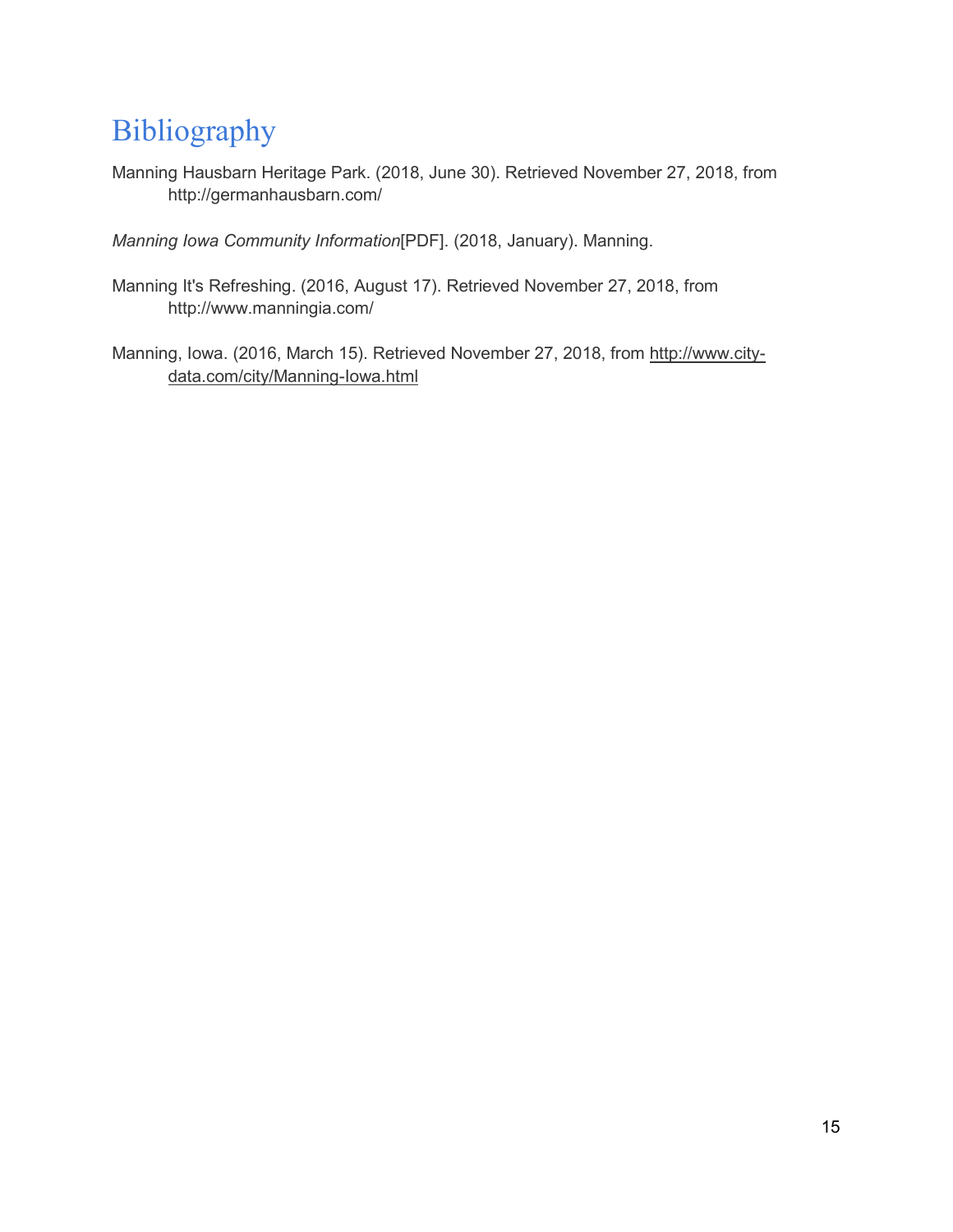# Bibliography

Manning Hausbarn Heritage Park. (2018, June 30). Retrieved November 27, 2018, from http://germanhausbarn.com/

*Manning Iowa Community Information*[PDF]. (2018, January). Manning.

Manning It's Refreshing. (2016, August 17). Retrieved November 27, 2018, from http://www.manningia.com/

Manning, Iowa. (2016, March 15). Retrieved November 27, 2018, from http://www.city-data.com/city/Manning-Iowa.html